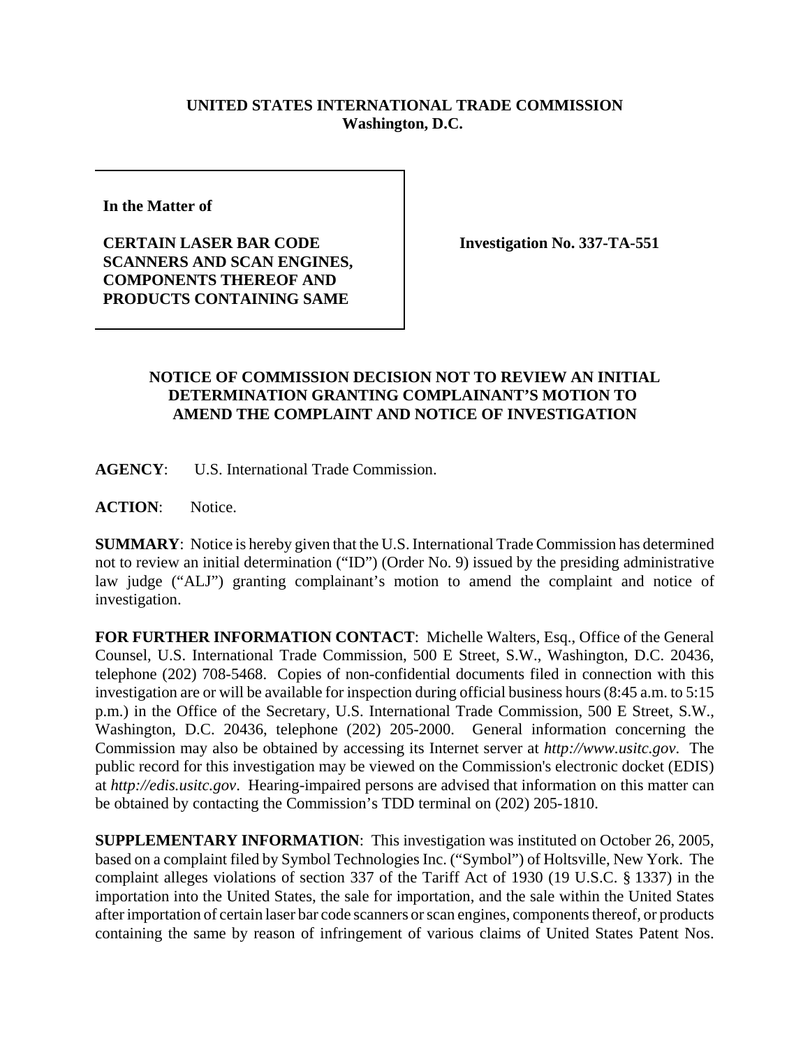**UNITED STATES INTERNATIONAL TRADE COMMISSION**
**Washington, D.C.**

**In the Matter of**

**CERTAIN LASER BAR CODE SCANNERS AND SCAN ENGINES, COMPONENTS THEREOF AND PRODUCTS CONTAINING SAME**

**Investigation No. 337-TA-551**

## NOTICE OF COMMISSION DECISION NOT TO REVIEW AN INITIAL DETERMINATION GRANTING COMPLAINANT'S MOTION TO AMEND THE COMPLAINT AND NOTICE OF INVESTIGATION

**AGENCY**: U.S. International Trade Commission.

**ACTION**: Notice.

**SUMMARY**: Notice is hereby given that the U.S. International Trade Commission has determined not to review an initial determination ("ID") (Order No. 9) issued by the presiding administrative law judge ("ALJ") granting complainant's motion to amend the complaint and notice of investigation.

**FOR FURTHER INFORMATION CONTACT**: Michelle Walters, Esq., Office of the General Counsel, U.S. International Trade Commission, 500 E Street, S.W., Washington, D.C. 20436, telephone (202) 708-5468. Copies of non-confidential documents filed in connection with this investigation are or will be available for inspection during official business hours (8:45 a.m. to 5:15 p.m.) in the Office of the Secretary, U.S. International Trade Commission, 500 E Street, S.W., Washington, D.C. 20436, telephone (202) 205-2000. General information concerning the Commission may also be obtained by accessing its Internet server at *http://www.usitc.gov*. The public record for this investigation may be viewed on the Commission's electronic docket (EDIS) at *http://edis.usitc.gov*. Hearing-impaired persons are advised that information on this matter can be obtained by contacting the Commission's TDD terminal on (202) 205-1810.

**SUPPLEMENTARY INFORMATION**: This investigation was instituted on October 26, 2005, based on a complaint filed by Symbol Technologies Inc. ("Symbol") of Holtsville, New York. The complaint alleges violations of section 337 of the Tariff Act of 1930 (19 U.S.C. § 1337) in the importation into the United States, the sale for importation, and the sale within the United States after importation of certain laser bar code scanners or scan engines, components thereof, or products containing the same by reason of infringement of various claims of United States Patent Nos.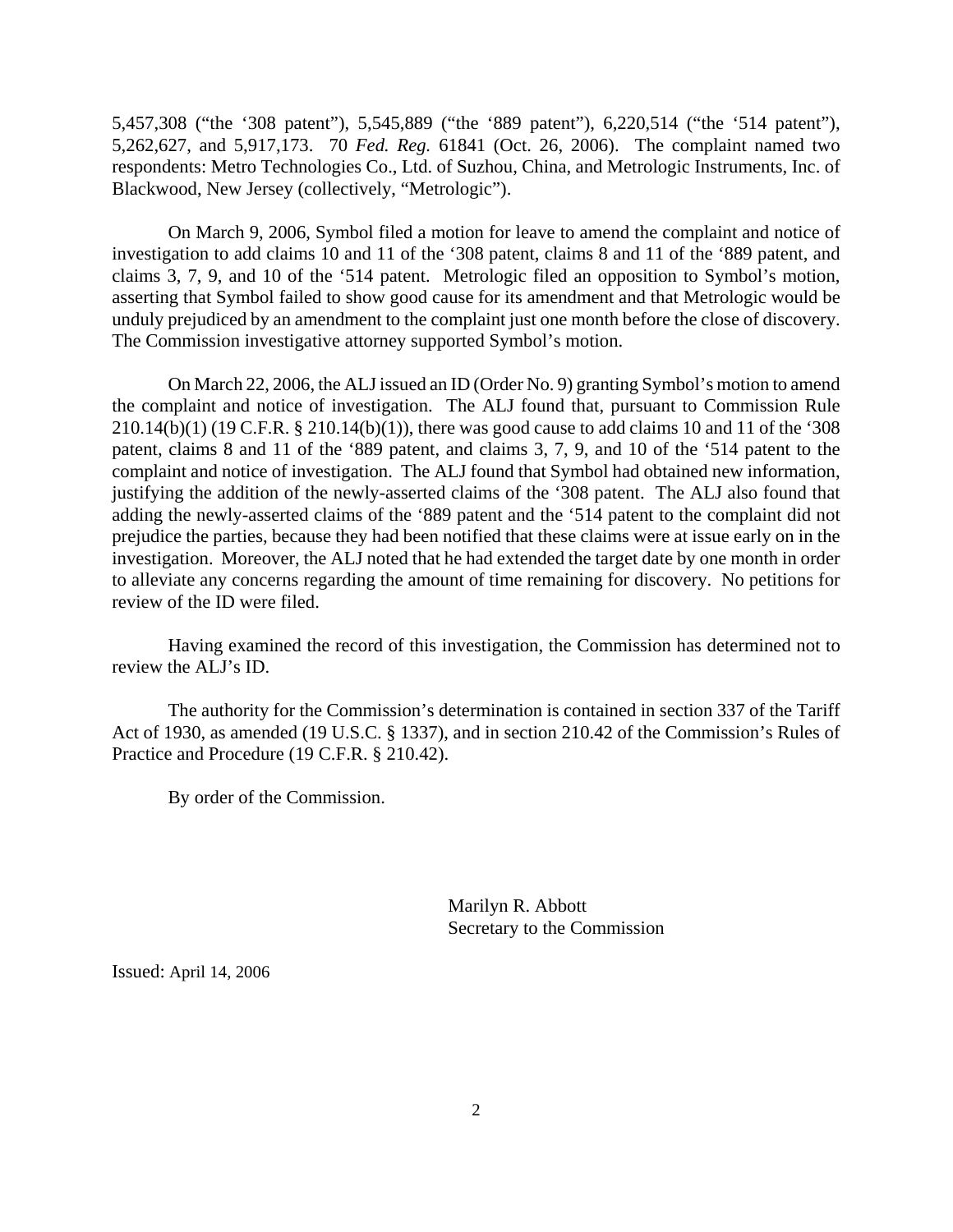5,457,308 ("the '308 patent"), 5,545,889 ("the '889 patent"), 6,220,514 ("the '514 patent"), 5,262,627, and 5,917,173. 70 *Fed. Reg.* 61841 (Oct. 26, 2006). The complaint named two respondents: Metro Technologies Co., Ltd. of Suzhou, China, and Metrologic Instruments, Inc. of Blackwood, New Jersey (collectively, "Metrologic").

On March 9, 2006, Symbol filed a motion for leave to amend the complaint and notice of investigation to add claims 10 and 11 of the '308 patent, claims 8 and 11 of the '889 patent, and claims 3, 7, 9, and 10 of the '514 patent. Metrologic filed an opposition to Symbol's motion, asserting that Symbol failed to show good cause for its amendment and that Metrologic would be unduly prejudiced by an amendment to the complaint just one month before the close of discovery. The Commission investigative attorney supported Symbol's motion.

On March 22, 2006, the ALJ issued an ID (Order No. 9) granting Symbol's motion to amend the complaint and notice of investigation. The ALJ found that, pursuant to Commission Rule 210.14(b)(1) (19 C.F.R. § 210.14(b)(1)), there was good cause to add claims 10 and 11 of the '308 patent, claims 8 and 11 of the '889 patent, and claims 3, 7, 9, and 10 of the '514 patent to the complaint and notice of investigation. The ALJ found that Symbol had obtained new information, justifying the addition of the newly-asserted claims of the '308 patent. The ALJ also found that adding the newly-asserted claims of the '889 patent and the '514 patent to the complaint did not prejudice the parties, because they had been notified that these claims were at issue early on in the investigation. Moreover, the ALJ noted that he had extended the target date by one month in order to alleviate any concerns regarding the amount of time remaining for discovery. No petitions for review of the ID were filed.

Having examined the record of this investigation, the Commission has determined not to review the ALJ's ID.

The authority for the Commission's determination is contained in section 337 of the Tariff Act of 1930, as amended (19 U.S.C. § 1337), and in section 210.42 of the Commission's Rules of Practice and Procedure (19 C.F.R. § 210.42).

By order of the Commission.

Marilyn R. Abbott
Secretary to the Commission

Issued: April 14, 2006